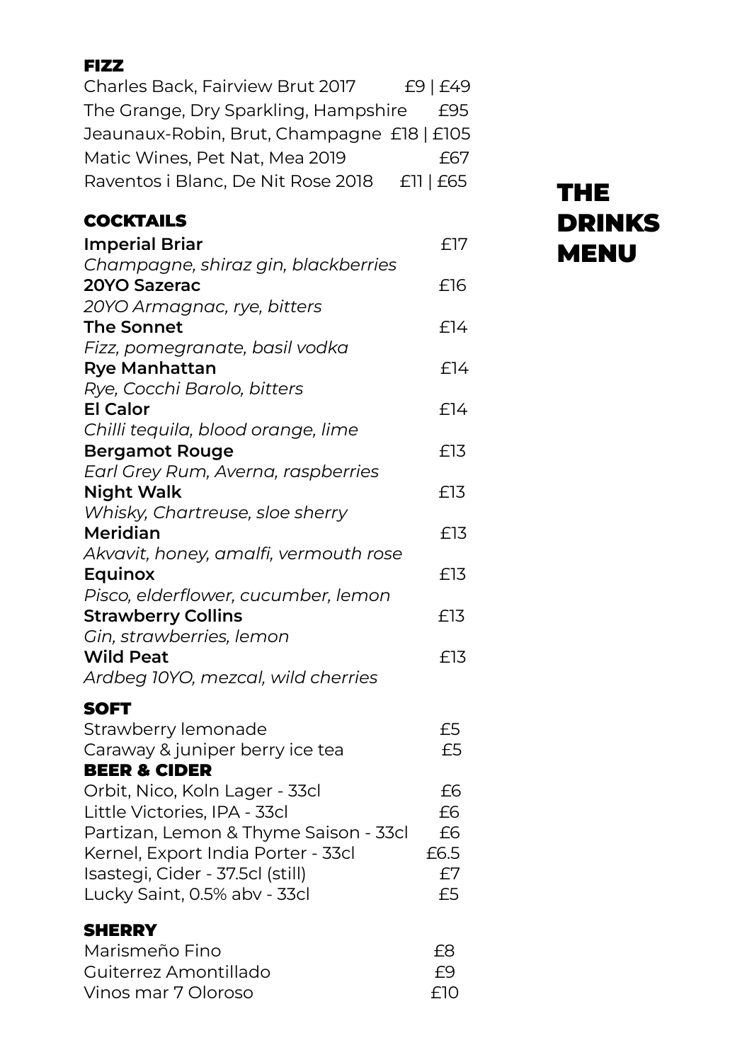# THE DRINKS MENU

## FIZZ

| | |
|---|---|
| Charles Back, Fairview Brut 2017 | £9 \| £49 |
| The Grange, Dry Sparkling, Hampshire | £95 |
| Jeaunaux-Robin, Brut, Champagne | £18 \| £105 |
| Matic Wines, Pet Nat, Mea 2019 | £67 |
| Raventos i Blanc, De Nit Rose 2018 | £11 \| £65 |

## COCKTAILS

**Imperial Briar** £17
*Champagne, shiraz gin, blackberries*

**20YO Sazerac** £16
*20YO Armagnac, rye, bitters*

**The Sonnet** £14
*Fizz, pomegranate, basil vodka*

**Rye Manhattan** £14
*Rye, Cocchi Barolo, bitters*

**El Calor** £14
*Chilli tequila, blood orange, lime*

**Bergamot Rouge** £13
*Earl Grey Rum, Averna, raspberries*

**Night Walk** £13
*Whisky, Chartreuse, sloe sherry*

**Meridian** £13
*Akvavit, honey, amalfi, vermouth rose*

**Equinox** £13
*Pisco, elderflower, cucumber, lemon*

**Strawberry Collins** £13
*Gin, strawberries, lemon*

**Wild Peat** £13
*Ardbeg 10YO, mezcal, wild cherries*

## SOFT

| | |
|---|---|
| Strawberry lemonade | £5 |
| Caraway & juniper berry ice tea | £5 |

## BEER & CIDER

| | |
|---|---|
| Orbit, Nico, Koln Lager - 33cl | £6 |
| Little Victories, IPA - 33cl | £6 |
| Partizan, Lemon & Thyme Saison - 33cl | £6 |
| Kernel, Export India Porter - 33cl | £6.5 |
| Isastegi, Cider - 37.5cl (still) | £7 |
| Lucky Saint, 0.5% abv - 33cl | £5 |

## SHERRY

| | |
|---|---|
| Marismeño Fino | £8 |
| Guiterrez Amontillado | £9 |
| Vinos mar 7 Oloroso | £10 |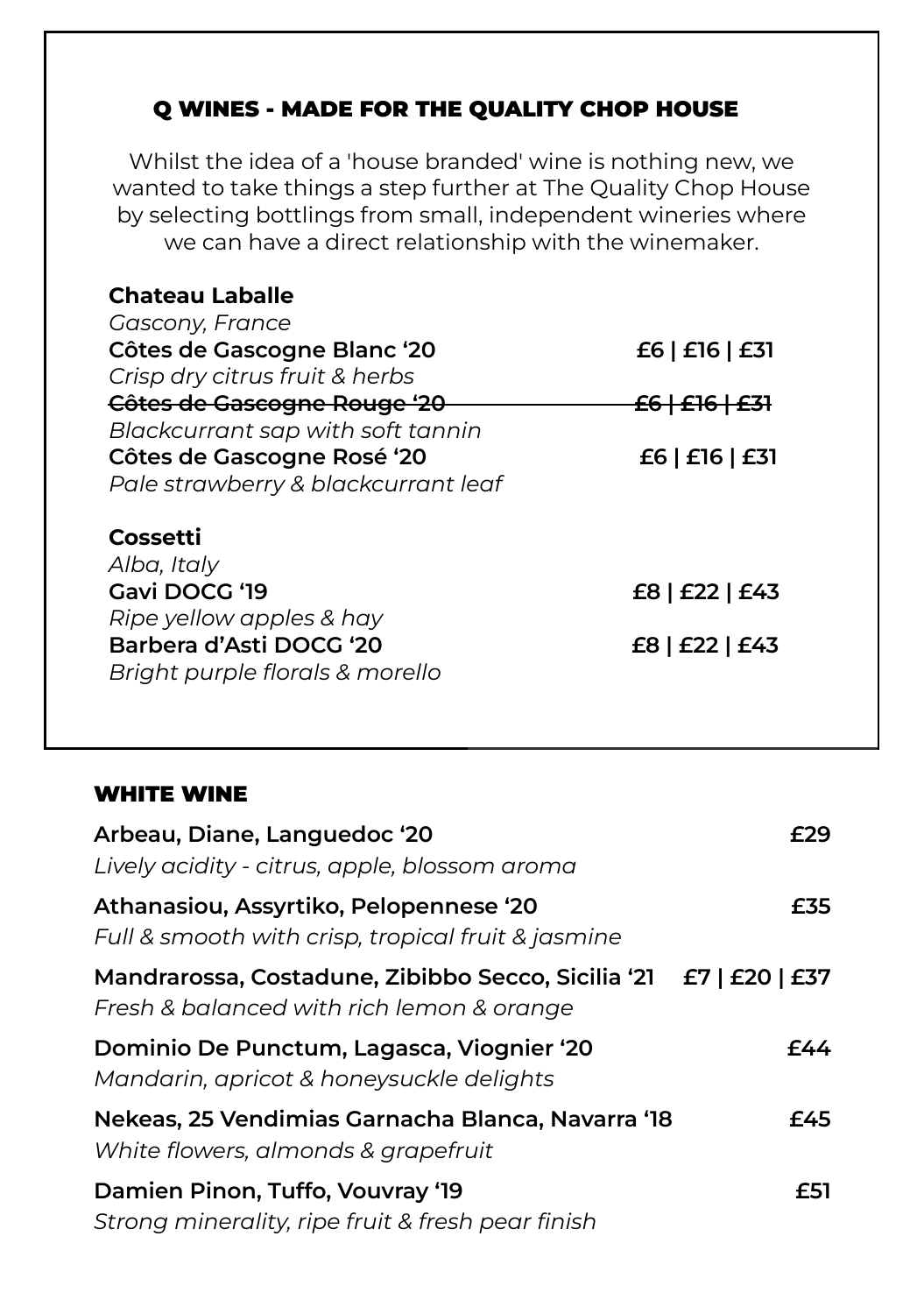## Q WINES - MADE FOR THE QUALITY CHOP HOUSE

Whilst the idea of a 'house branded' wine is nothing new, we wanted to take things a step further at The Quality Chop House by selecting bottlings from small, independent wineries where we can have a direct relationship with the winemaker.

**Chateau Laballe**
*Gascony, France*

**Côtes de Gascogne Blanc '20** — **£6 | £16 | £31**
*Crisp dry citrus fruit & herbs*

~~**Côtes de Gascogne Rouge '20**~~ — ~~**£6 | £16 | £31**~~
*Blackcurrant sap with soft tannin*

**Côtes de Gascogne Rosé '20** — **£6 | £16 | £31**
*Pale strawberry & blackcurrant leaf*

**Cossetti**
*Alba, Italy*

**Gavi DOCG '19** — **£8 | £22 | £43**
*Ripe yellow apples & hay*

**Barbera d'Asti DOCG '20** — **£8 | £22 | £43**
*Bright purple florals & morello*

## WHITE WINE

**Arbeau, Diane, Languedoc '20** — **£29**
*Lively acidity - citrus, apple, blossom aroma*

**Athanasiou, Assyrtiko, Pelopennese '20** — **£35**
*Full & smooth with crisp, tropical fruit & jasmine*

**Mandrarossa, Costadune, Zibibbo Secco, Sicilia '21** — **£7 | £20 | £37**
*Fresh & balanced with rich lemon & orange*

**Dominio De Punctum, Lagasca, Viognier '20** — **£44**
*Mandarin, apricot & honeysuckle delights*

**Nekeas, 25 Vendimias Garnacha Blanca, Navarra '18** — **£45**
*White flowers, almonds & grapefruit*

**Damien Pinon, Tuffo, Vouvray '19** — **£51**
*Strong minerality, ripe fruit & fresh pear finish*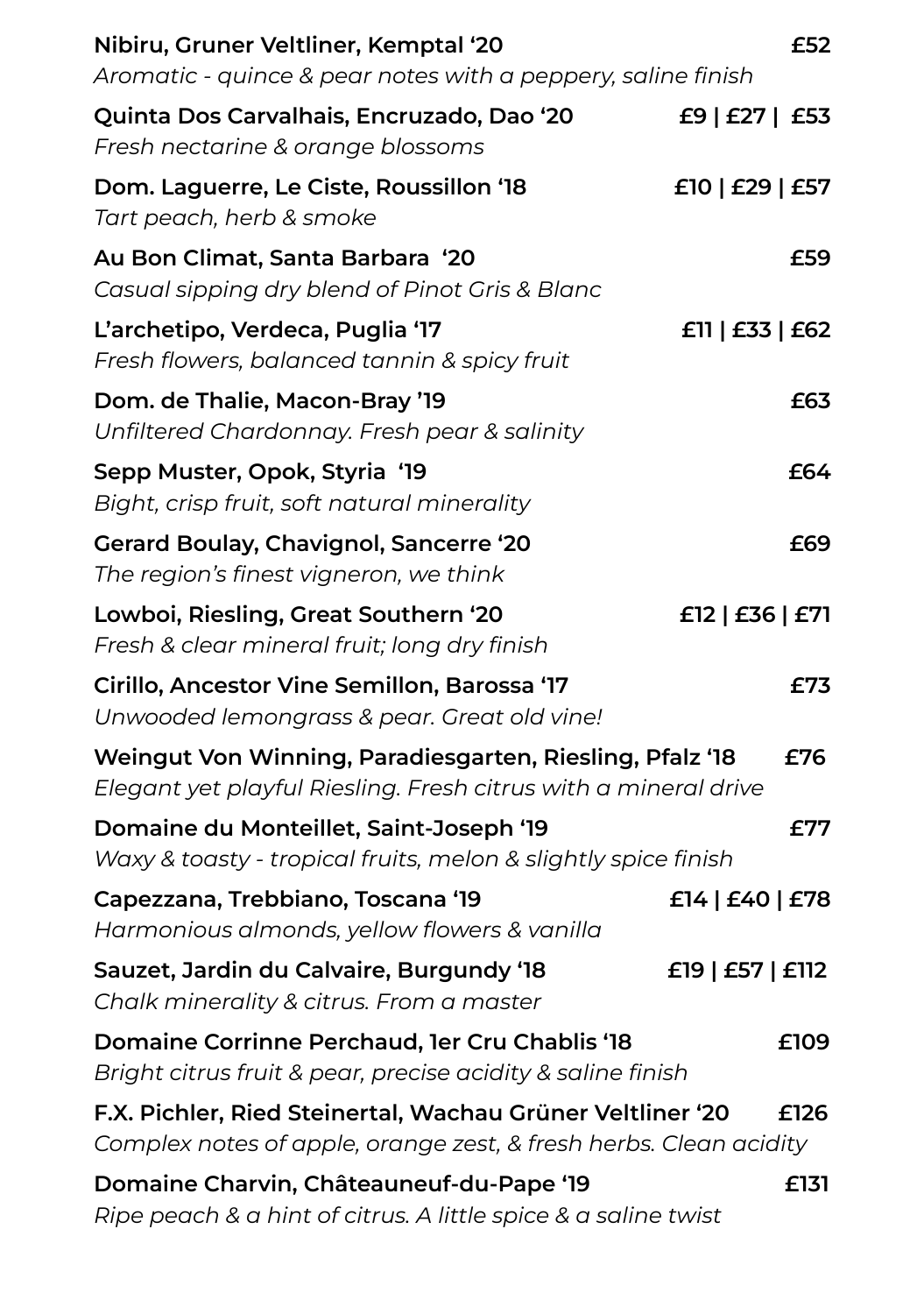**Nibiru, Gruner Veltliner, Kemptal '20** £52
*Aromatic - quince & pear notes with a peppery, saline finish*

**Quinta Dos Carvalhais, Encruzado, Dao '20** £9 | £27 | £53
*Fresh nectarine & orange blossoms*

**Dom. Laguerre, Le Ciste, Roussillon '18** £10 | £29 | £57
*Tart peach, herb & smoke*

**Au Bon Climat, Santa Barbara '20** £59
*Casual sipping dry blend of Pinot Gris & Blanc*

**L'archetipo, Verdeca, Puglia '17** £11 | £33 | £62
*Fresh flowers, balanced tannin & spicy fruit*

**Dom. de Thalie, Macon-Bray '19** £63
*Unfiltered Chardonnay. Fresh pear & salinity*

**Sepp Muster, Opok, Styria '19** £64
*Bight, crisp fruit, soft natural minerality*

**Gerard Boulay, Chavignol, Sancerre '20** £69
*The region's finest vigneron, we think*

**Lowboi, Riesling, Great Southern '20** £12 | £36 | £71
*Fresh & clear mineral fruit; long dry finish*

**Cirillo, Ancestor Vine Semillon, Barossa '17** £73
*Unwooded lemongrass & pear. Great old vine!*

**Weingut Von Winning, Paradiesgarten, Riesling, Pfalz '18** £76
*Elegant yet playful Riesling. Fresh citrus with a mineral drive*

**Domaine du Monteillet, Saint-Joseph '19** £77
*Waxy & toasty - tropical fruits, melon & slightly spice finish*

**Capezzana, Trebbiano, Toscana '19** £14 | £40 | £78
*Harmonious almonds, yellow flowers & vanilla*

**Sauzet, Jardin du Calvaire, Burgundy '18** £19 | £57 | £112
*Chalk minerality & citrus. From a master*

**Domaine Corrinne Perchaud, 1er Cru Chablis '18** £109
*Bright citrus fruit & pear, precise acidity & saline finish*

**F.X. Pichler, Ried Steinertal, Wachau Grüner Veltliner '20** £126
*Complex notes of apple, orange zest, & fresh herbs. Clean acidity*

**Domaine Charvin, Châteauneuf-du-Pape '19** £131
*Ripe peach & a hint of citrus. A little spice & a saline twist*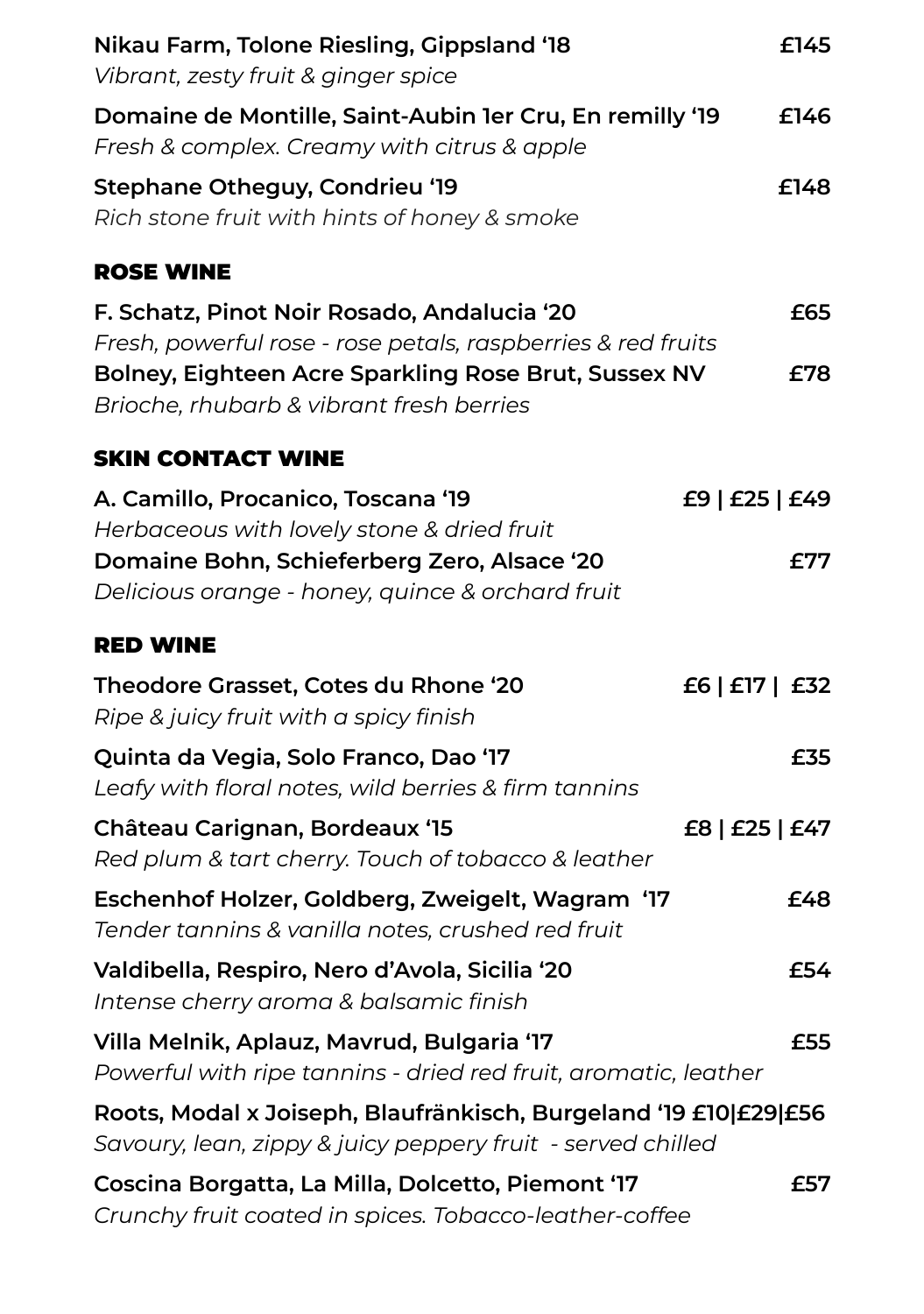**Nikau Farm, Tolone Riesling, Gippsland '18** **£145**
*Vibrant, zesty fruit & ginger spice*

**Domaine de Montille, Saint-Aubin 1er Cru, En remilly '19** **£146**
*Fresh & complex. Creamy with citrus & apple*

**Stephane Otheguy, Condrieu '19** **£148**
*Rich stone fruit with hints of honey & smoke*

## ROSE WINE

**F. Schatz, Pinot Noir Rosado, Andalucia '20** **£65**
*Fresh, powerful rose - rose petals, raspberries & red fruits*

**Bolney, Eighteen Acre Sparkling Rose Brut, Sussex NV** **£78**
*Brioche, rhubarb & vibrant fresh berries*

## SKIN CONTACT WINE

**A. Camillo, Procanico, Toscana '19** **£9 | £25 | £49**
*Herbaceous with lovely stone & dried fruit*

**Domaine Bohn, Schieferberg Zero, Alsace '20** **£77**
*Delicious orange - honey, quince & orchard fruit*

## RED WINE

**Theodore Grasset, Cotes du Rhone '20** **£6 | £17 | £32**
*Ripe & juicy fruit with a spicy finish*

**Quinta da Vegia, Solo Franco, Dao '17** **£35**
*Leafy with floral notes, wild berries & firm tannins*

**Château Carignan, Bordeaux '15** **£8 | £25 | £47**
*Red plum & tart cherry. Touch of tobacco & leather*

**Eschenhof Holzer, Goldberg, Zweigelt, Wagram '17** **£48**
*Tender tannins & vanilla notes, crushed red fruit*

**Valdibella, Respiro, Nero d'Avola, Sicilia '20** **£54**
*Intense cherry aroma & balsamic finish*

**Villa Melnik, Aplauz, Mavrud, Bulgaria '17** **£55**
*Powerful with ripe tannins - dried red fruit, aromatic, leather*

**Roots, Modal x Joiseph, Blaufränkisch, Burgeland '19 £10|£29|£56**
*Savoury, lean, zippy & juicy peppery fruit - served chilled*

**Coscina Borgatta, La Milla, Dolcetto, Piemont '17** **£57**
*Crunchy fruit coated in spices. Tobacco-leather-coffee*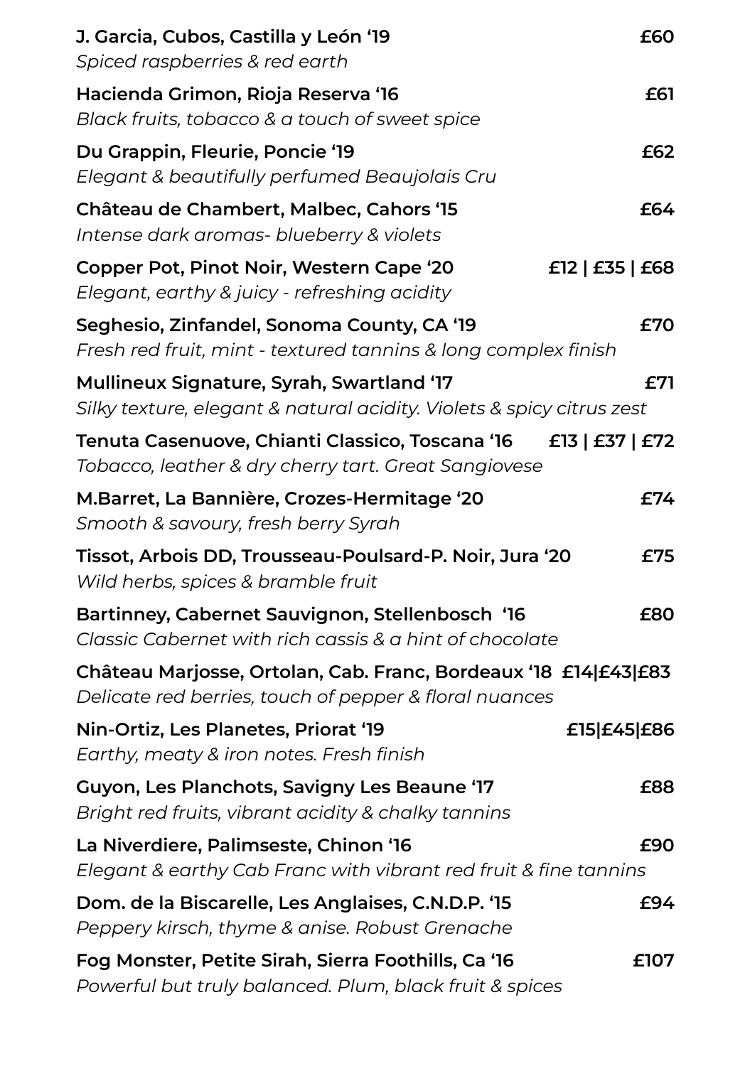**J. Garcia, Cubos, Castilla y León '19** £60
*Spiced raspberries & red earth*

**Hacienda Grimon, Rioja Reserva '16** £61
*Black fruits, tobacco & a touch of sweet spice*

**Du Grappin, Fleurie, Poncie '19** £62
*Elegant & beautifully perfumed Beaujolais Cru*

**Château de Chambert, Malbec, Cahors '15** £64
*Intense dark aromas- blueberry & violets*

**Copper Pot, Pinot Noir, Western Cape '20** £12 | £35 | £68
*Elegant, earthy & juicy - refreshing acidity*

**Seghesio, Zinfandel, Sonoma County, CA '19** £70
*Fresh red fruit, mint - textured tannins & long complex finish*

**Mullineux Signature, Syrah, Swartland '17** £71
*Silky texture, elegant & natural acidity. Violets & spicy citrus zest*

**Tenuta Casenuove, Chianti Classico, Toscana '16** £13 | £37 | £72
*Tobacco, leather & dry cherry tart. Great Sangiovese*

**M.Barret, La Bannière, Crozes-Hermitage '20** £74
*Smooth & savoury, fresh berry Syrah*

**Tissot, Arbois DD, Trousseau-Poulsard-P. Noir, Jura '20** £75
*Wild herbs, spices & bramble fruit*

**Bartinney, Cabernet Sauvignon, Stellenbosch '16** £80
*Classic Cabernet with rich cassis & a hint of chocolate*

**Château Marjosse, Ortolan, Cab. Franc, Bordeaux '18** £14|£43|£83
*Delicate red berries, touch of pepper & floral nuances*

**Nin-Ortiz, Les Planetes, Priorat '19** £15|£45|£86
*Earthy, meaty & iron notes. Fresh finish*

**Guyon, Les Planchots, Savigny Les Beaune '17** £88
*Bright red fruits, vibrant acidity & chalky tannins*

**La Niverdiere, Palimseste, Chinon '16** £90
*Elegant & earthy Cab Franc with vibrant red fruit & fine tannins*

**Dom. de la Biscarelle, Les Anglaises, C.N.D.P. '15** £94
*Peppery kirsch, thyme & anise. Robust Grenache*

**Fog Monster, Petite Sirah, Sierra Foothills, Ca '16** £107
*Powerful but truly balanced. Plum, black fruit & spices*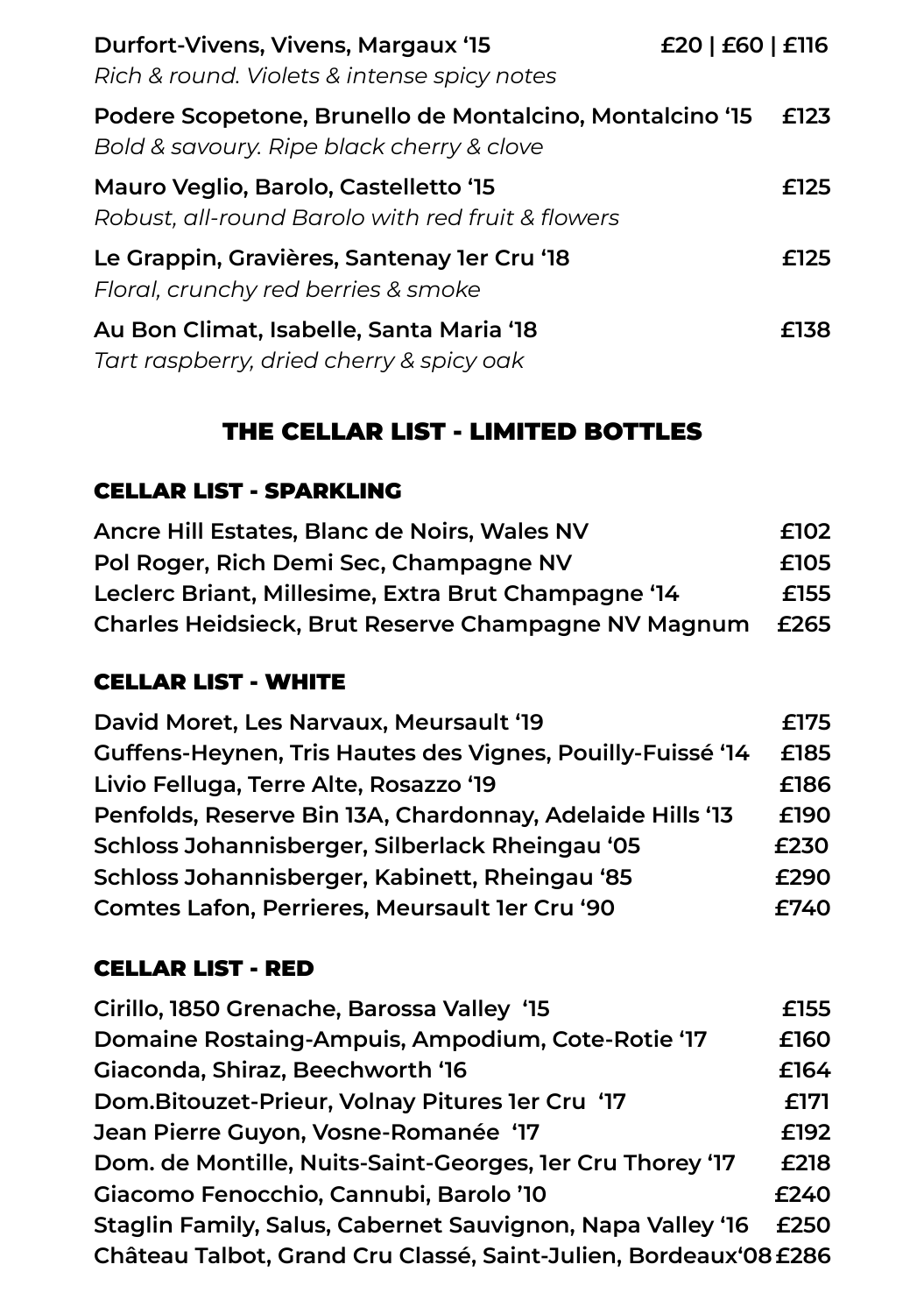**Durfort-Vivens, Vivens, Margaux '15** **£20 | £60 | £116**
*Rich & round. Violets & intense spicy notes*

**Podere Scopetone, Brunello de Montalcino, Montalcino '15** **£123**
*Bold & savoury. Ripe black cherry & clove*

**Mauro Veglio, Barolo, Castelletto '15** **£125**
*Robust, all-round Barolo with red fruit & flowers*

**Le Grappin, Gravières, Santenay 1er Cru '18** **£125**
*Floral, crunchy red berries & smoke*

**Au Bon Climat, Isabelle, Santa Maria '18** **£138**
*Tart raspberry, dried cherry & spicy oak*

## THE CELLAR LIST - LIMITED BOTTLES

### CELLAR LIST - SPARKLING

| | |
|---|---|
| **Ancre Hill Estates, Blanc de Noirs, Wales NV** | **£102** |
| **Pol Roger, Rich Demi Sec, Champagne NV** | **£105** |
| **Leclerc Briant, Millesime, Extra Brut Champagne '14** | **£155** |
| **Charles Heidsieck, Brut Reserve Champagne NV Magnum** | **£265** |

### CELLAR LIST - WHITE

| | |
|---|---|
| **David Moret, Les Narvaux, Meursault '19** | **£175** |
| **Guffens-Heynen, Tris Hautes des Vignes, Pouilly-Fuissé '14** | **£185** |
| **Livio Felluga, Terre Alte, Rosazzo '19** | **£186** |
| **Penfolds, Reserve Bin 13A, Chardonnay, Adelaide Hills '13** | **£190** |
| **Schloss Johannisberger, Silberlack Rheingau '05** | **£230** |
| **Schloss Johannisberger, Kabinett, Rheingau '85** | **£290** |
| **Comtes Lafon, Perrieres, Meursault 1er Cru '90** | **£740** |

### CELLAR LIST - RED

| | |
|---|---|
| **Cirillo, 1850 Grenache, Barossa Valley '15** | **£155** |
| **Domaine Rostaing-Ampuis, Ampodium, Cote-Rotie '17** | **£160** |
| **Giaconda, Shiraz, Beechworth '16** | **£164** |
| **Dom.Bitouzet-Prieur, Volnay Pitures 1er Cru '17** | **£171** |
| **Jean Pierre Guyon, Vosne-Romanée '17** | **£192** |
| **Dom. de Montille, Nuits-Saint-Georges, 1er Cru Thorey '17** | **£218** |
| **Giacomo Fenocchio, Cannubi, Barolo '10** | **£240** |
| **Staglin Family, Salus, Cabernet Sauvignon, Napa Valley '16** | **£250** |
| **Château Talbot, Grand Cru Classé, Saint-Julien, Bordeaux'08** | **£286** |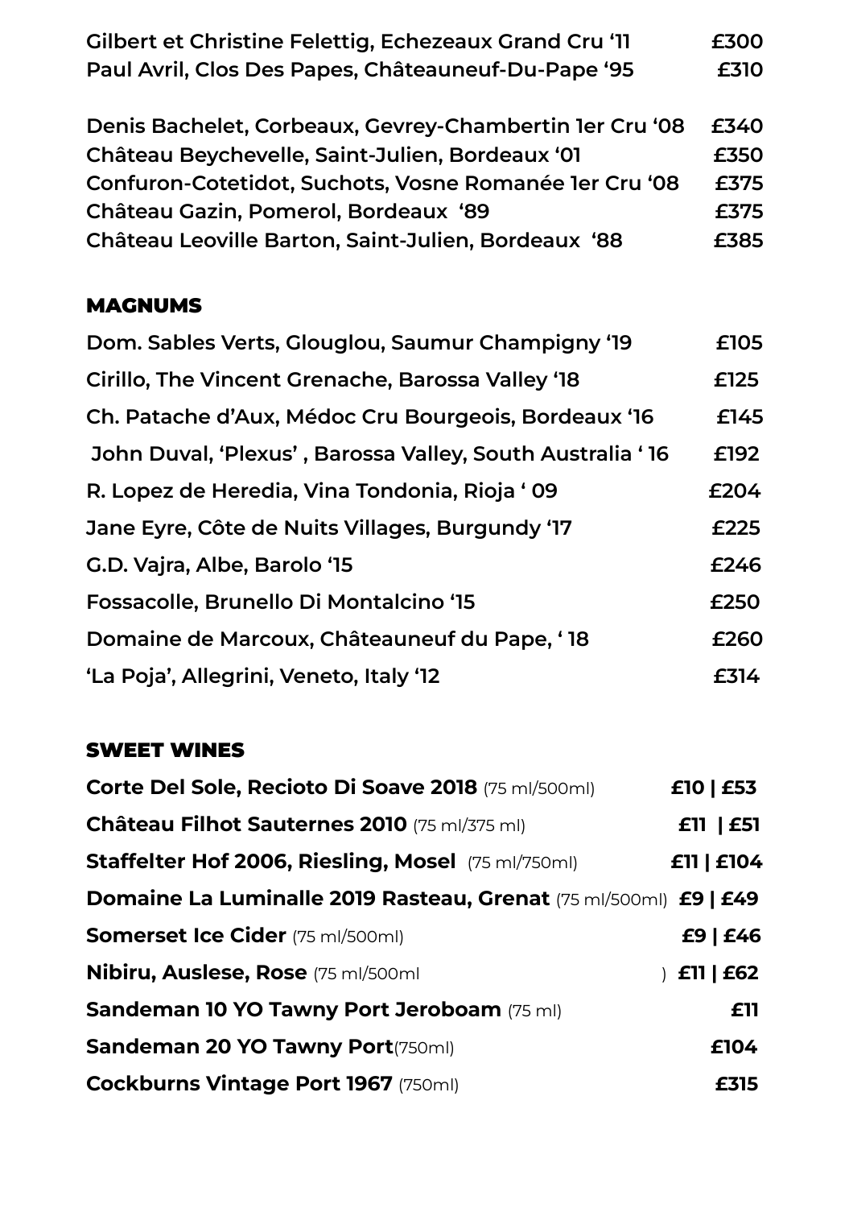**Gilbert et Christine Felettig, Echezeaux Grand Cru '11** £300
**Paul Avril, Clos Des Papes, Châteauneuf-Du-Pape '95** £310

**Denis Bachelet, Corbeaux, Gevrey-Chambertin 1er Cru '08** £340
**Château Beychevelle, Saint-Julien, Bordeaux '01** £350
**Confuron-Cotetidot, Suchots, Vosne Romanée 1er Cru '08** £375
**Château Gazin, Pomerol, Bordeaux '89** £375
**Château Leoville Barton, Saint-Julien, Bordeaux '88** £385

## MAGNUMS

**Dom. Sables Verts, Glouglou, Saumur Champigny '19** £105
**Cirillo, The Vincent Grenache, Barossa Valley '18** £125
**Ch. Patache d'Aux, Médoc Cru Bourgeois, Bordeaux '16** £145
**John Duval, 'Plexus' , Barossa Valley, South Australia ' 16** £192
**R. Lopez de Heredia, Vina Tondonia, Rioja ' 09** £204
**Jane Eyre, Côte de Nuits Villages, Burgundy '17** £225
**G.D. Vajra, Albe, Barolo '15** £246
**Fossacolle, Brunello Di Montalcino '15** £250
**Domaine de Marcoux, Châteauneuf du Pape, ' 18** £260
**'La Poja', Allegrini, Veneto, Italy '12** £314

## SWEET WINES

**Corte Del Sole, Recioto Di Soave 2018** (75 ml/500ml) **£10 | £53**
**Château Filhot Sauternes 2010** (75 ml/375 ml) **£11 | £51**
**Staffelter Hof 2006, Riesling, Mosel** (75 ml/750ml) **£11 | £104**
**Domaine La Luminalle 2019 Rasteau, Grenat** (75 ml/500ml) **£9 | £49**
**Somerset Ice Cider** (75 ml/500ml) **£9 | £46**
**Nibiru, Auslese, Rose** (75 ml/500ml) **£11 | £62**
**Sandeman 10 YO Tawny Port Jeroboam** (75 ml) **£11**
**Sandeman 20 YO Tawny Port** (750ml) **£104**
**Cockburns Vintage Port 1967** (750ml) **£315**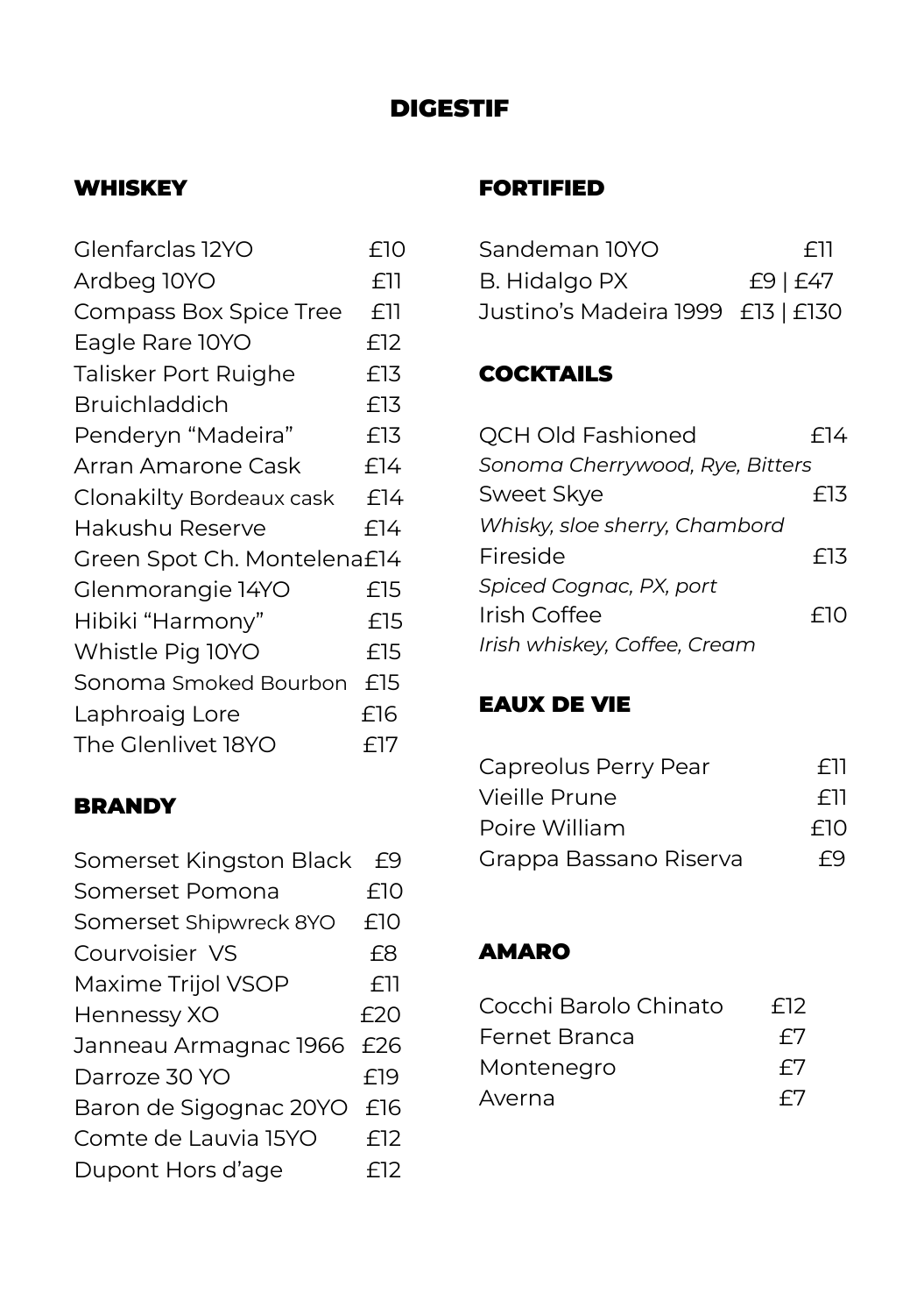# DIGESTIF

## WHISKEY

| | |
|---|---|
| Glenfarclas 12YO | £10 |
| Ardbeg 10YO | £11 |
| Compass Box Spice Tree | £11 |
| Eagle Rare 10YO | £12 |
| Talisker Port Ruighe | £13 |
| Bruichladdich | £13 |
| Penderyn "Madeira" | £13 |
| Arran Amarone Cask | £14 |
| Clonakilty Bordeaux cask | £14 |
| Hakushu Reserve | £14 |
| Green Spot Ch. Montelena | £14 |
| Glenmorangie 14YO | £15 |
| Hibiki "Harmony" | £15 |
| Whistle Pig 10YO | £15 |
| Sonoma Smoked Bourbon | £15 |
| Laphroaig Lore | £16 |
| The Glenlivet 18YO | £17 |

## BRANDY

| | |
|---|---|
| Somerset Kingston Black | £9 |
| Somerset Pomona | £10 |
| Somerset Shipwreck 8YO | £10 |
| Courvoisier VS | £8 |
| Maxime Trijol VSOP | £11 |
| Hennessy XO | £20 |
| Janneau Armagnac 1966 | £26 |
| Darroze 30 YO | £19 |
| Baron de Sigognac 20YO | £16 |
| Comte de Lauvia 15YO | £12 |
| Dupont Hors d'age | £12 |

## FORTIFIED

| | |
|---|---|
| Sandeman 10YO | £11 |
| B. Hidalgo PX | £9 \| £47 |
| Justino's Madeira 1999 | £13 \| £130 |

## COCKTAILS

QCH Old Fashioned — £14
*Sonoma Cherrywood, Rye, Bitters*

Sweet Skye — £13
*Whisky, sloe sherry, Chambord*

Fireside — £13
*Spiced Cognac, PX, port*

Irish Coffee — £10
*Irish whiskey, Coffee, Cream*

## EAUX DE VIE

| | |
|---|---|
| Capreolus Perry Pear | £11 |
| Vieille Prune | £11 |
| Poire William | £10 |
| Grappa Bassano Riserva | £9 |

## AMARO

| | |
|---|---|
| Cocchi Barolo Chinato | £12 |
| Fernet Branca | £7 |
| Montenegro | £7 |
| Averna | £7 |